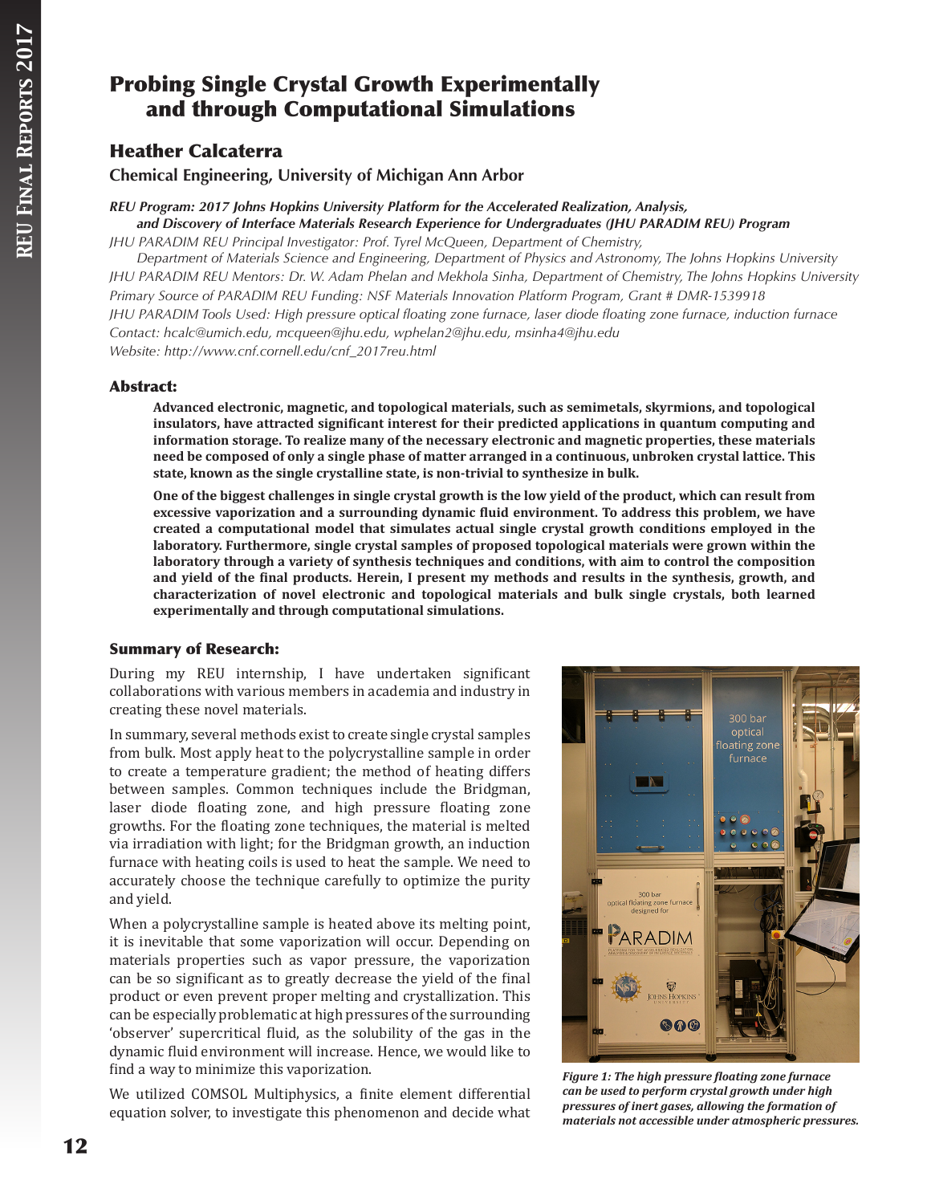# Probing Single Crystal Growth Experimentally and through Computational Simulations

## Heather Calcaterra

**Chemical Engineering, University of Michigan Ann Arbor**

***REU Program: 2017 Johns Hopkins University Platform for the Accelerated Realization, Analysis, and Discovery of Interface Materials Research Experience for Undergraduates (JHU PARADIM REU) Program***

*JHU PARADIM REU Principal Investigator: Prof. Tyrel McQueen, Department of Chemistry, Department of Materials Science and Engineering, Department of Physics and Astronomy, The Johns Hopkins University*

*JHU PARADIM REU Mentors: Dr. W. Adam Phelan and Mekhola Sinha, Department of Chemistry, The Johns Hopkins University*

*Primary Source of PARADIM REU Funding: NSF Materials Innovation Platform Program, Grant # DMR-1539918*

*JHU PARADIM Tools Used: High pressure optical floating zone furnace, laser diode floating zone furnace, induction furnace*

*Contact: hcalc@umich.edu, mcqueen@jhu.edu, wphelan2@jhu.edu, msinha4@jhu.edu*

*Website: http://www.cnf.cornell.edu/cnf_2017reu.html*

### Abstract:

**Advanced electronic, magnetic, and topological materials, such as semimetals, skyrmions, and topological insulators, have attracted significant interest for their predicted applications in quantum computing and information storage. To realize many of the necessary electronic and magnetic properties, these materials need be composed of only a single phase of matter arranged in a continuous, unbroken crystal lattice. This state, known as the single crystalline state, is non-trivial to synthesize in bulk.**

**One of the biggest challenges in single crystal growth is the low yield of the product, which can result from excessive vaporization and a surrounding dynamic fluid environment. To address this problem, we have created a computational model that simulates actual single crystal growth conditions employed in the laboratory. Furthermore, single crystal samples of proposed topological materials were grown within the laboratory through a variety of synthesis techniques and conditions, with aim to control the composition and yield of the final products. Herein, I present my methods and results in the synthesis, growth, and characterization of novel electronic and topological materials and bulk single crystals, both learned experimentally and through computational simulations.**

### Summary of Research:

During my REU internship, I have undertaken significant collaborations with various members in academia and industry in creating these novel materials.

In summary, several methods exist to create single crystal samples from bulk. Most apply heat to the polycrystalline sample in order to create a temperature gradient; the method of heating differs between samples. Common techniques include the Bridgman, laser diode floating zone, and high pressure floating zone growths. For the floating zone techniques, the material is melted via irradiation with light; for the Bridgman growth, an induction furnace with heating coils is used to heat the sample. We need to accurately choose the technique carefully to optimize the purity and yield.

When a polycrystalline sample is heated above its melting point, it is inevitable that some vaporization will occur. Depending on materials properties such as vapor pressure, the vaporization can be so significant as to greatly decrease the yield of the final product or even prevent proper melting and crystallization. This can be especially problematic at high pressures of the surrounding 'observer' supercritical fluid, as the solubility of the gas in the dynamic fluid environment will increase. Hence, we would like to find a way to minimize this vaporization.

We utilized COMSOL Multiphysics, a finite element differential equation solver, to investigate this phenomenon and decide what

*Figure 1: The high pressure floating zone furnace can be used to perform crystal growth under high pressures of inert gases, allowing the formation of materials not accessible under atmospheric pressures.*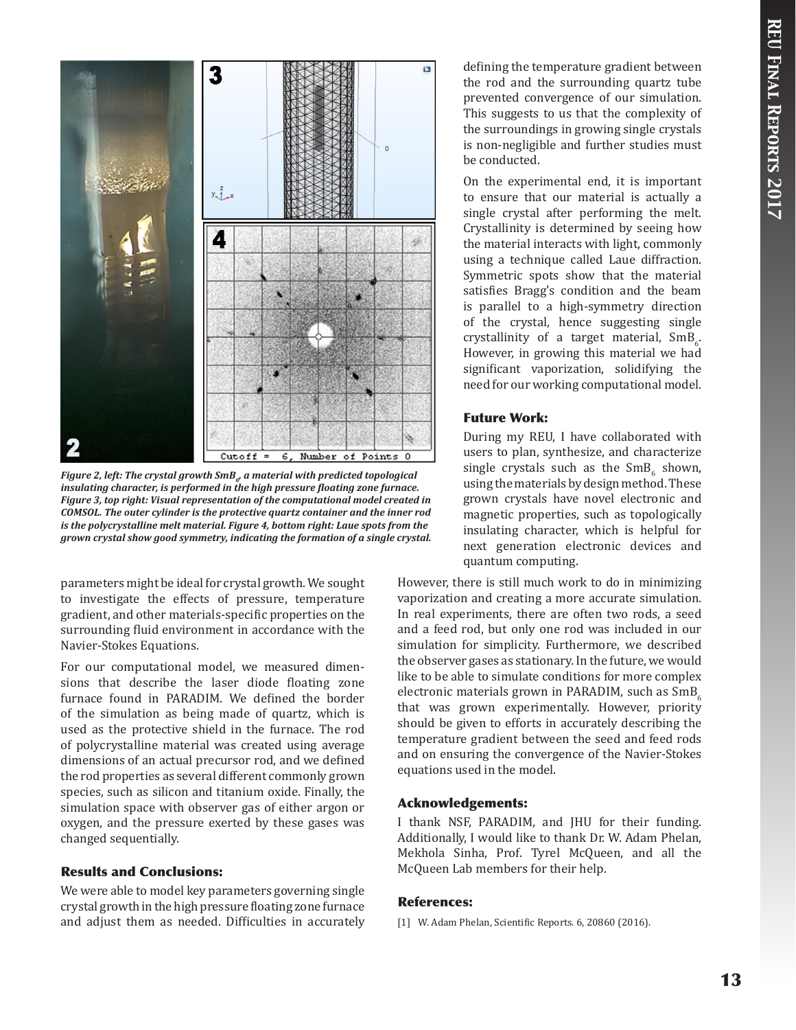*Figure 2, left: The crystal growth $SmB_6$, a material with predicted topological insulating character, is performed in the high pressure floating zone furnace. Figure 3, top right: Visual representation of the computational model created in COMSOL. The outer cylinder is the protective quartz container and the inner rod is the polycrystalline melt material. Figure 4, bottom right: Laue spots from the grown crystal show good symmetry, indicating the formation of a single crystal.*

parameters might be ideal for crystal growth. We sought to investigate the effects of pressure, temperature gradient, and other materials-specific properties on the surrounding fluid environment in accordance with the Navier-Stokes Equations.

For our computational model, we measured dimensions that describe the laser diode floating zone furnace found in PARADIM. We defined the border of the simulation as being made of quartz, which is used as the protective shield in the furnace. The rod of polycrystalline material was created using average dimensions of an actual precursor rod, and we defined the rod properties as several different commonly grown species, such as silicon and titanium oxide. Finally, the simulation space with observer gas of either argon or oxygen, and the pressure exerted by these gases was changed sequentially.

## Results and Conclusions:

We were able to model key parameters governing single crystal growth in the high pressure floating zone furnace and adjust them as needed. Difficulties in accurately defining the temperature gradient between the rod and the surrounding quartz tube prevented convergence of our simulation. This suggests to us that the complexity of the surroundings in growing single crystals is non-negligible and further studies must be conducted.

On the experimental end, it is important to ensure that our material is actually a single crystal after performing the melt. Crystallinity is determined by seeing how the material interacts with light, commonly using a technique called Laue diffraction. Symmetric spots show that the material satisfies Bragg's condition and the beam is parallel to a high-symmetry direction of the crystal, hence suggesting single crystallinity of a target material, $SmB_6$. However, in growing this material we had significant vaporization, solidifying the need for our working computational model.

## Future Work:

During my REU, I have collaborated with users to plan, synthesize, and characterize single crystals such as the $SmB_6$ shown, using the materials by design method. These grown crystals have novel electronic and magnetic properties, such as topologically insulating character, which is helpful for next generation electronic devices and quantum computing.

However, there is still much work to do in minimizing vaporization and creating a more accurate simulation. In real experiments, there are often two rods, a seed and a feed rod, but only one rod was included in our simulation for simplicity. Furthermore, we described the observer gases as stationary. In the future, we would like to be able to simulate conditions for more complex electronic materials grown in PARADIM, such as $SmB_6$ that was grown experimentally. However, priority should be given to efforts in accurately describing the temperature gradient between the seed and feed rods and on ensuring the convergence of the Navier-Stokes equations used in the model.

## Acknowledgements:

I thank NSF, PARADIM, and JHU for their funding. Additionally, I would like to thank Dr. W. Adam Phelan, Mekhola Sinha, Prof. Tyrel McQueen, and all the McQueen Lab members for their help.

## References:

[1] W. Adam Phelan, Scientific Reports. 6, 20860 (2016).